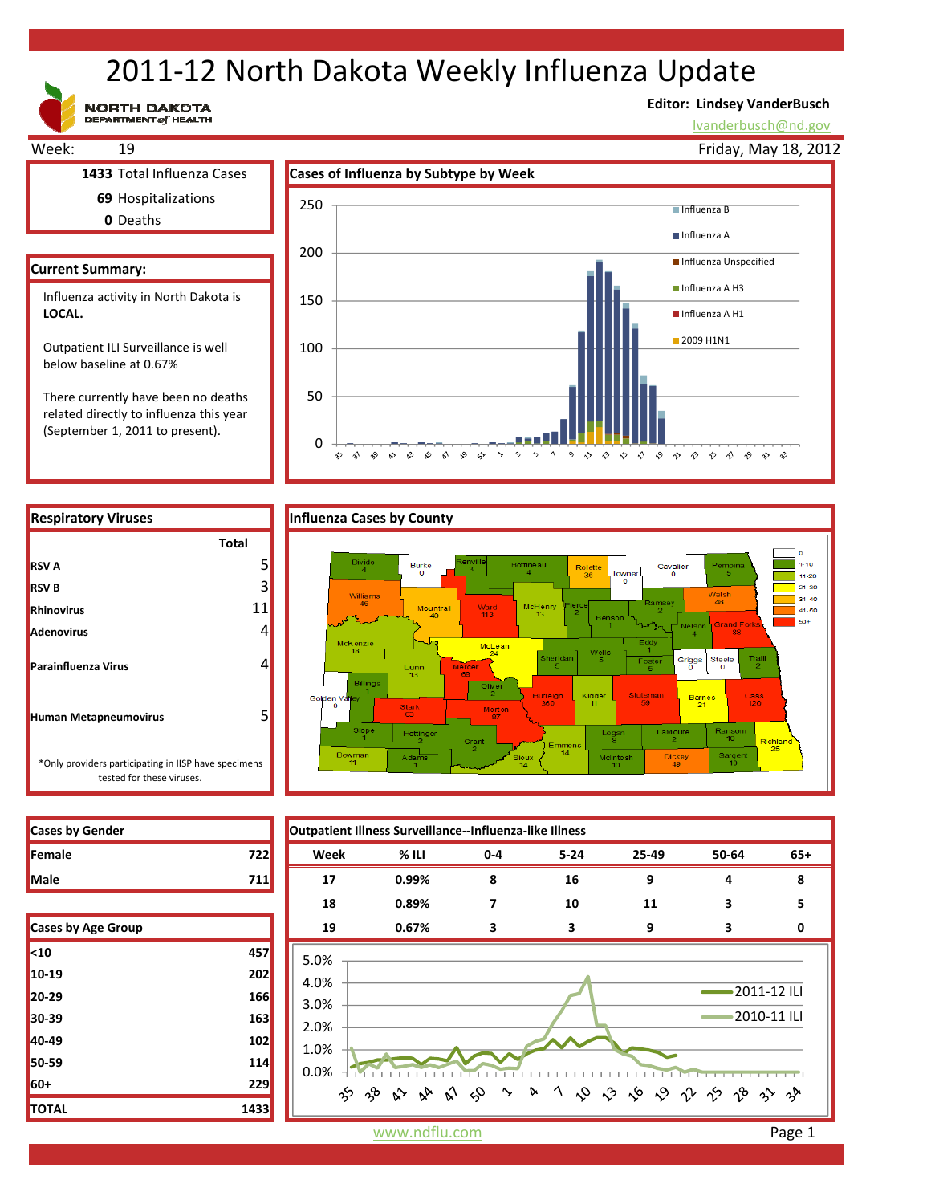# 2011-12 North Dakota Weekly Influenza Update

NORTH DAKOTA DEPARTMENT of HEALTH

**Editor: Lindsey VanderBusch**
lvanderbusch@nd.gov

Week: 19 — Friday, May 18, 2012

**1433** Total Influenza Cases
**69** Hospitalizations
**0** Deaths

## Current Summary:

Influenza activity in North Dakota is **LOCAL.**

Outpatient ILI Surveillance is well below baseline at 0.67%

There currently have been no deaths related directly to influenza this year (September 1, 2011 to present).

## Cases of Influenza by Subtype by Week

Legend: Influenza B, Influenza A, Influenza Unspecified, Influenza A H3, Influenza A H1, 2009 H1N1

## Respiratory Viruses

| | Total |
|---|---|
| RSV A | 5 |
| RSV B | 3 |
| Rhinovirus | 11 |
| Adenovirus | 4 |
| Parainfluenza Virus | 4 |
| Human Metapneumovirus | 5 |

*Only providers participating in IISP have specimens tested for these viruses.

## Influenza Cases by County

Legend: 0, 1-10, 11-20, 21-30, 31-40, 41-50, 50+

| County | Cases | County | Cases | County | Cases |
|---|---|---|---|---|---|
| Divide | 4 | Burke | 0 | Renville | 3 |
| Bottineau | 4 | Rolette | 36 | Towner | 0 |
| Cavalier | 0 | Pembina | 5 | Williams | 46 |
| Mountrail | 40 | Ward | 113 | McHenry | 13 |
| Pierce | 2 | Benson | 1 | Ramsey | 2 |
| Walsh | 48 | Nelson | 4 | Grand Forks | 88 |
| McKenzie | 18 | McLean | 24 | Sheridan | 5 |
| Wells | 5 | Eddy | 1 | Foster | 5 |
| Griggs | 0 | Steele | 0 | Traill | 2 |
| Dunn | 13 | Mercer | 68 | Billings | 1 |
| Oliver | 2 | Golden Valley | 0 | Stark | 53 |
| Morton | 67 | Burleigh | 360 | Kidder | 11 |
| Stutsman | 59 | Barnes | 21 | Cass | 120 |
| Slope | 1 | Hettinger | 2 | Grant | 2 |
| Emmons | 14 | Logan | 8 | LaMoure | 2 |
| Ransom | 10 | Richland | 25 | Bowman | 11 |
| Adams | 1 | Sioux | 14 | McIntosh | 10 |
| Dickey | 49 | Sargent | 10 | | |

## Cases by Gender

| | |
|---|---|
| Female | 722 |
| Male | 711 |

## Cases by Age Group

| | |
|---|---|
| <10 | 457 |
| 10-19 | 202 |
| 20-29 | 166 |
| 30-39 | 163 |
| 40-49 | 102 |
| 50-59 | 114 |
| 60+ | 229 |
| TOTAL | 1433 |

## Outpatient Illness Surveillance--Influenza-like Illness

| Week | % ILI | 0-4 | 5-24 | 25-49 | 50-64 | 65+ |
|---|---|---|---|---|---|---|
| 17 | 0.99% | 8 | 16 | 9 | 4 | 8 |
| 18 | 0.89% | 7 | 10 | 11 | 3 | 5 |
| 19 | 0.67% | 3 | 3 | 9 | 3 | 0 |

Legend: 2011-12 ILI, 2010-11 ILI

www.ndflu.com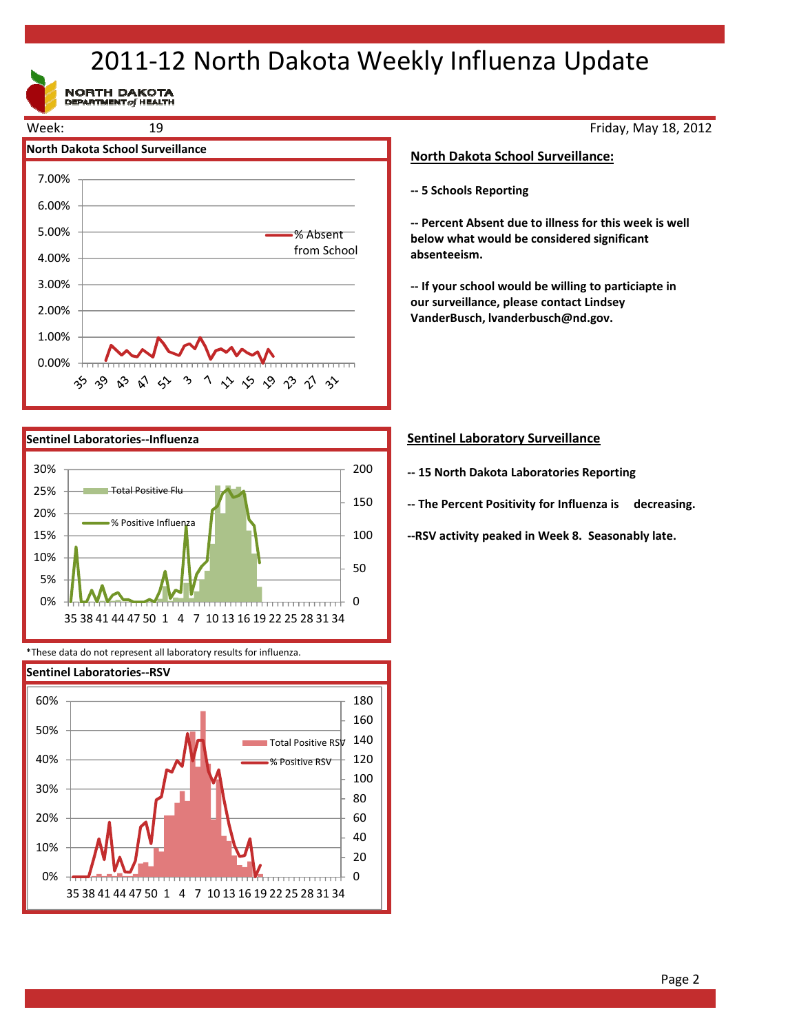# 2011-12 North Dakota Weekly Influenza Update

NORTH DAKOTA DEPARTMENT of HEALTH

Week: 19

Friday, May 18, 2012

**North Dakota School Surveillance**

*These data do not represent all laboratory results for influenza.

**Sentinel Laboratories--RSV**

## North Dakota School Surveillance:

**-- 5 Schools Reporting**

**-- Percent Absent due to illness for this week is well below what would be considered significant absenteeism.**

**-- If your school would be willing to particiapte in our surveillance, please contact Lindsey VanderBusch, lvanderbusch@nd.gov.**

## Sentinel Laboratory Surveillance

**-- 15 North Dakota Laboratories Reporting**

**-- The Percent Positivity for Influenza is decreasing.**

**--RSV activity peaked in Week 8. Seasonably late.**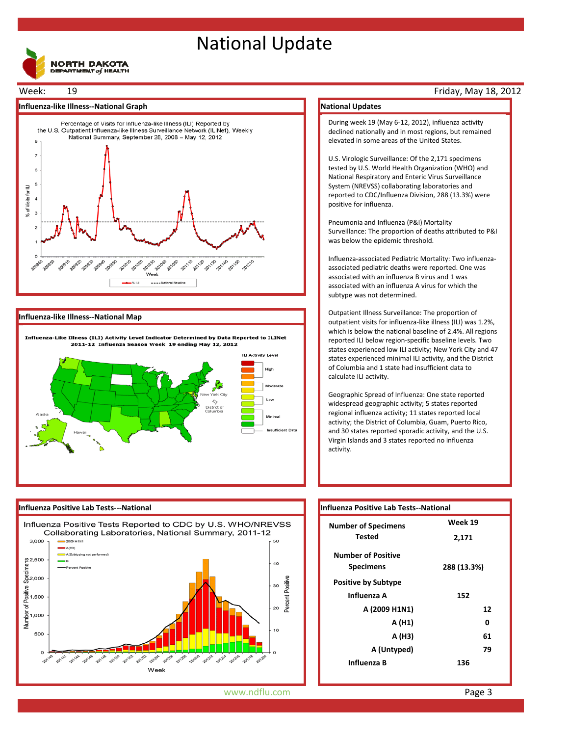# National Update

NORTH DAKOTA DEPARTMENT of HEALTH

Week: 19

Friday, May 18, 2012

## Influenza-like Illness--National Graph

Percentage of Visits for Influenza-like Illness (ILI) Reported by the U.S. Outpatient Influenza-like Illness Surveillance Network (ILINet), Weekly National Summary, September 28, 2008 – May 12, 2012

% of Visits for ILI

0
1
2
3
4
5
6
7
8

200840 200850 200910 200920 200930 200940 200950 201010 201020 201030 201040 201050 201110 201120 201130 201140 201150 201210

Week

% ILI
National Baseline

## Influenza-like Illness--National Map

Influenza-Like Illness (ILI) Activity Level Indicator Determined by Data Reported to ILINet
2011-12 Influenza Season Week 19 ending May 12, 2012

ILI Activity Level
High
Moderate
Low
Minimal
Insufficient Data

New York City
District of Columbia
Alaska
Hawaii

## Influenza Positive Lab Tests---National

Influenza Positive Tests Reported to CDC by U.S. WHO/NREVSS Collaborating Laboratories, National Summary, 2011-12

Number of Positive Specimens

0
500
1,000
1,500
2,000
2,500
3,000

Percent Positive

0
10
20
30
40
50

2009 H1N1
A(H3)
A(Subtyping not performed)
B
Percent Positive

201140 201142 201144 201146 201148 201150 201152 201202 201204 201206 201208 201210 201212 201214 201216 201218 201220

Week

## National Updates

During week 19 (May 6-12, 2012), influenza activity declined nationally and in most regions, but remained elevated in some areas of the United States.

U.S. Virologic Surveillance: Of the 2,171 specimens tested by U.S. World Health Organization (WHO) and National Respiratory and Enteric Virus Surveillance System (NREVSS) collaborating laboratories and reported to CDC/Influenza Division, 288 (13.3%) were positive for influenza.

Pneumonia and Influenza (P&I) Mortality Surveillance: The proportion of deaths attributed to P&I was below the epidemic threshold.

Influenza-associated Pediatric Mortality: Two influenza-associated pediatric deaths were reported. One was associated with an influenza B virus and 1 was associated with an influenza A virus for which the subtype was not determined.

Outpatient Illness Surveillance: The proportion of outpatient visits for influenza-like illness (ILI) was 1.2%, which is below the national baseline of 2.4%. All regions reported ILI below region-specific baseline levels. Two states experienced low ILI activity; New York City and 47 states experienced minimal ILI activity, and the District of Columbia and 1 state had insufficient data to calculate ILI activity.

Geographic Spread of Influenza: One state reported widespread geographic activity; 5 states reported regional influenza activity; 11 states reported local activity; the District of Columbia, Guam, Puerto Rico, and 30 states reported sporadic activity, and the U.S. Virgin Islands and 3 states reported no influenza activity.

## Influenza Positive Lab Tests--National

| | Week 19 |
|---|---|
| **Number of Specimens Tested** | **2,171** |
| **Number of Positive Specimens** | **288 (13.3%)** |
| **Positive by Subtype** | |
| **Influenza A** | **152** |
| **A (2009 H1N1)** | **12** |
| **A (H1)** | **0** |
| **A (H3)** | **61** |
| **A (Untyped)** | **79** |
| **Influenza B** | **136** |

www.ndflu.com